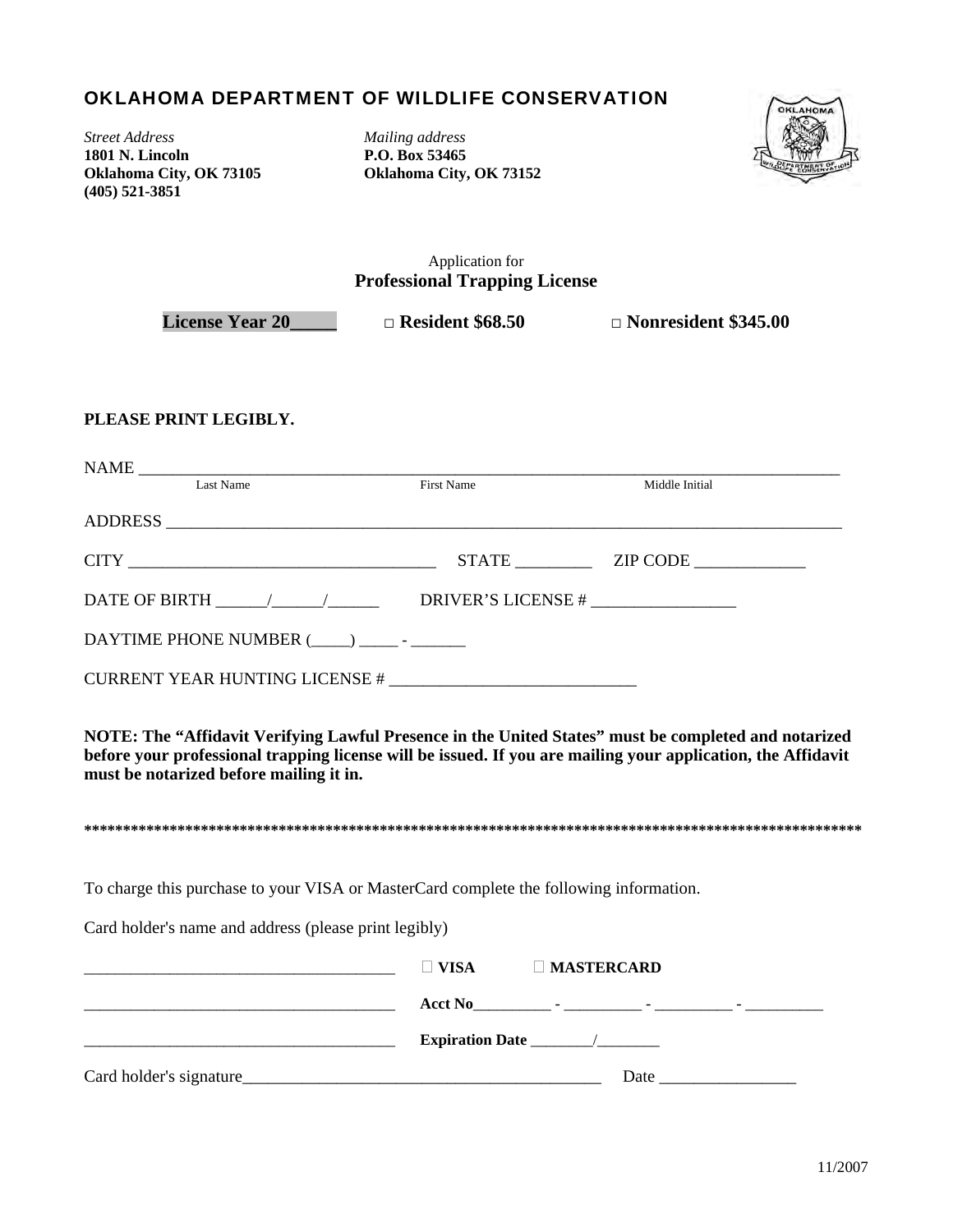## OKLAHOMA DEPARTMENT OF WILDLIFE CONSERVATION

*Street Address*
**1801 N. Lincoln**
**Oklahoma City, OK 73105**
**(405) 521-3851**

*Mailing address*
**P.O. Box 53465**
**Oklahoma City, OK 73152**

Application for
**Professional Trapping License**

**License Year 20_____** □ **Resident $68.50** □ **Nonresident $345.00**

**PLEASE PRINT LEGIBLY.**

NAME ________________________________________________________________________________
Last Name First Name Middle Initial

ADDRESS ______________________________________________________________________________

CITY ____________________________________ STATE _________ ZIP CODE _____________

DATE OF BIRTH ______/______/______ DRIVER'S LICENSE # _________________

DAYTIME PHONE NUMBER (_____) _____ - ______

CURRENT YEAR HUNTING LICENSE # _____________________________

**NOTE: The "Affidavit Verifying Lawful Presence in the United States" must be completed and notarized before your professional trapping license will be issued. If you are mailing your application, the Affidavit must be notarized before mailing it in.**

**************************************************************************************************

To charge this purchase to your VISA or MasterCard complete the following information.

Card holder's name and address (please print legibly)

_____________________________________ □ **VISA** □ **MASTERCARD**

_____________________________________ **Acct No**__________ - __________ - __________ - __________

_____________________________________ **Expiration Date** ________/________

Card holder's signature__________________________________________ Date ________________

11/2007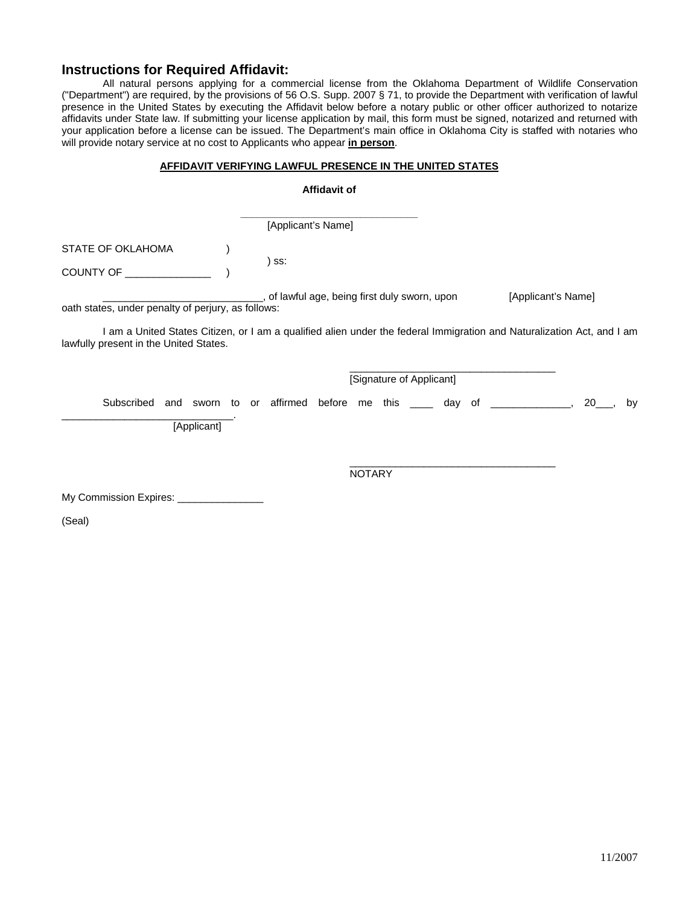## Instructions for Required Affidavit:

All natural persons applying for a commercial license from the Oklahoma Department of Wildlife Conservation ("Department") are required, by the provisions of 56 O.S. Supp. 2007 § 71, to provide the Department with verification of lawful presence in the United States by executing the Affidavit below before a notary public or other officer authorized to notarize affidavits under State law. If submitting your license application by mail, this form must be signed, notarized and returned with your application before a license can be issued. The Department's main office in Oklahoma City is staffed with notaries who will provide notary service at no cost to Applicants who appear **in person**.

**AFFIDAVIT VERIFYING LAWFUL PRESENCE IN THE UNITED STATES**

**Affidavit of**

_______________________________
[Applicant's Name]

STATE OF OKLAHOMA )
) ss:
COUNTY OF _______________ )

___________________________, of lawful age, being first duly sworn, upon [Applicant's Name] oath states, under penalty of perjury, as follows:

I am a United States Citizen, or I am a qualified alien under the federal Immigration and Naturalization Act, and I am lawfully present in the United States.

____________________________________
[Signature of Applicant]

Subscribed and sworn to or affirmed before me this ____ day of _____________, 20___, by _____________________________.
[Applicant]

____________________________________
NOTARY

My Commission Expires: _______________

(Seal)

11/2007